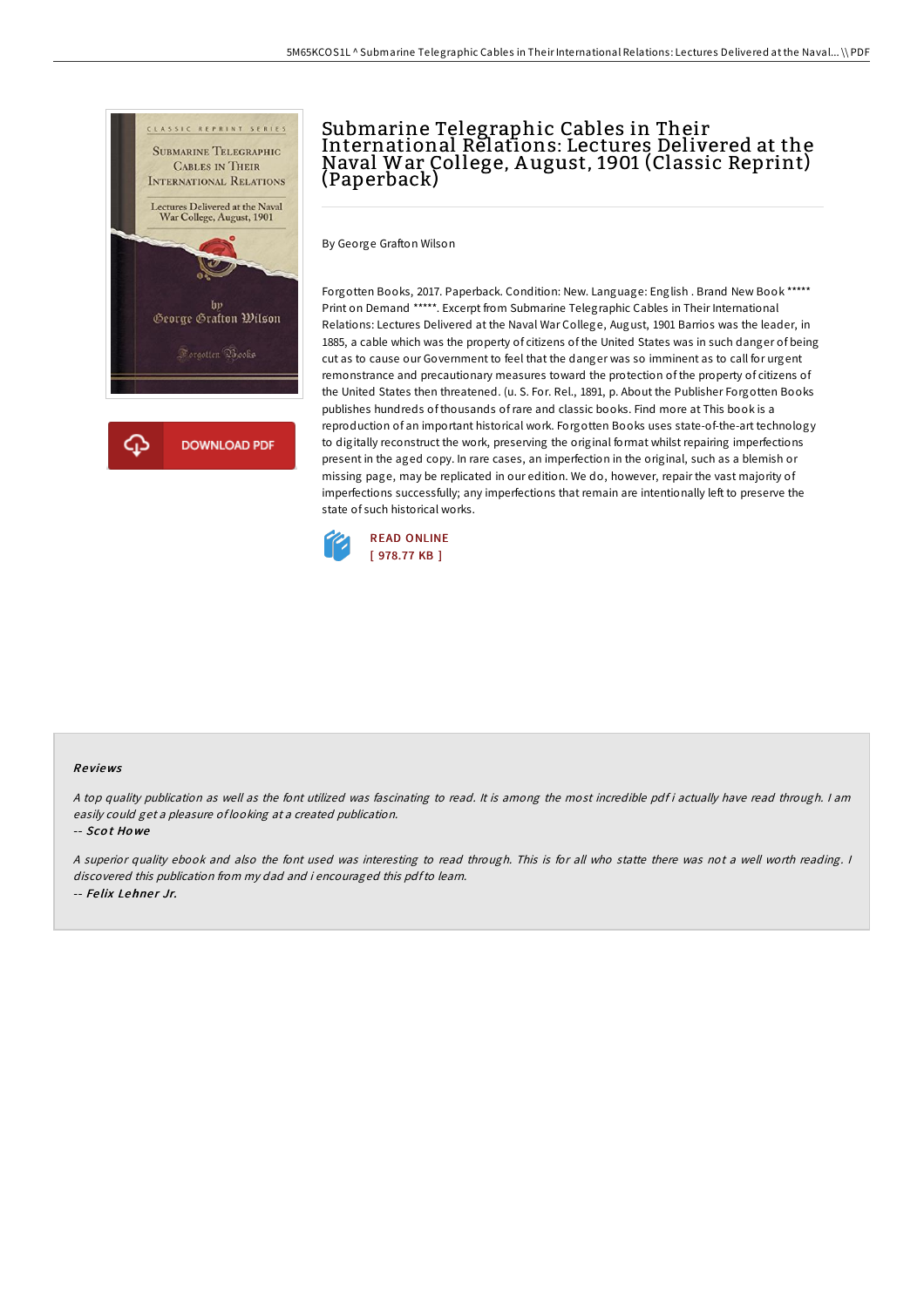# Submarine Telegraphic Cables in Their International Relations: Lectures Delivered at the Naval War College, August, 1901 (Classic Reprint) (Paperback)

By George Grafton Wilson

Forgotten Books, 2017. Paperback. Condition: New. Language: English . Brand New Book ***** Print on Demand *****. Excerpt from Submarine Telegraphic Cables in Their International Relations: Lectures Delivered at the Naval War College, August, 1901 Barrios was the leader, in 1885, a cable which was the property of citizens of the United States was in such danger of being cut as to cause our Government to feel that the danger was so imminent as to call for urgent remonstrance and precautionary measures toward the protection of the property of citizens of the United States then threatened. (u. S. For. Rel., 1891, p. About the Publisher Forgotten Books publishes hundreds of thousands of rare and classic books. Find more at This book is a reproduction of an important historical work. Forgotten Books uses state-of-the-art technology to digitally reconstruct the work, preserving the original format whilst repairing imperfections present in the aged copy. In rare cases, an imperfection in the original, such as a blemish or missing page, may be replicated in our edition. We do, however, repair the vast majority of imperfections successfully; any imperfections that remain are intentionally left to preserve the state of such historical works.

READ ONLINE
[ 978.77 KB ]

## Reviews

*A top quality publication as well as the font utilized was fascinating to read. It is among the most incredible pdf i actually have read through. I am easily could get a pleasure of looking at a created publication.*

-- *Scot Howe*

*A superior quality ebook and also the font used was interesting to read through. This is for all who statte there was not a well worth reading. I discovered this publication from my dad and i encouraged this pdf to learn.*

-- *Felix Lehner Jr.*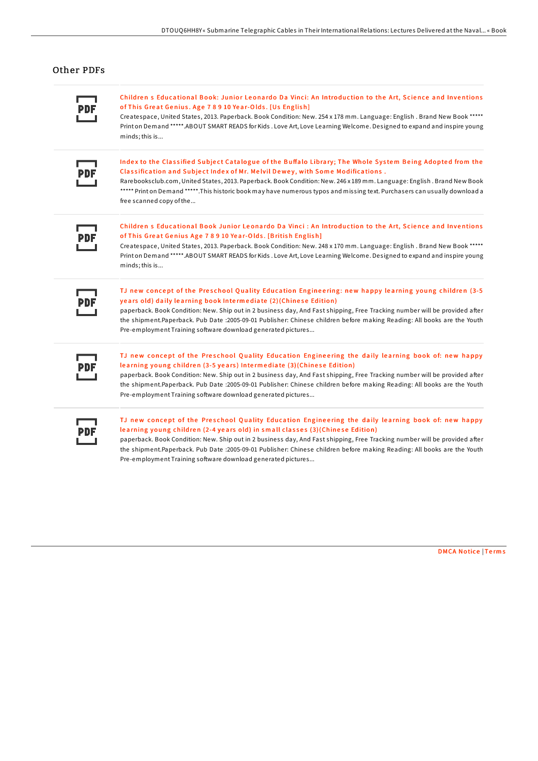## Other PDFs

PDF

**Children s Educational Book: Junior Leonardo Da Vinci: An Introduction to the Art, Science and Inventions of This Great Genius. Age 7 8 9 10 Year-Olds. [Us English]**

Createspace, United States, 2013. Paperback. Book Condition: New. 254 x 178 mm. Language: English . Brand New Book ***** Print on Demand *****.ABOUT SMART READS for Kids . Love Art, Love Learning Welcome. Designed to expand and inspire young minds; this is...

PDF

**Index to the Classified Subject Catalogue of the Buffalo Library; The Whole System Being Adopted from the Classification and Subject Index of Mr. Melvil Dewey, with Some Modifications .**

Rarebooksclub.com, United States, 2013. Paperback. Book Condition: New. 246 x 189 mm. Language: English . Brand New Book ***** Print on Demand *****.This historic book may have numerous typos and missing text. Purchasers can usually download a free scanned copy of the...

PDF

**Children s Educational Book Junior Leonardo Da Vinci : An Introduction to the Art, Science and Inventions of This Great Genius Age 7 8 9 10 Year-Olds. [British English]**

Createspace, United States, 2013. Paperback. Book Condition: New. 248 x 170 mm. Language: English . Brand New Book ***** Print on Demand *****.ABOUT SMART READS for Kids . Love Art, Love Learning Welcome. Designed to expand and inspire young minds; this is...

PDF

**TJ new concept of the Preschool Quality Education Engineering: new happy learning young children (3-5 years old) daily learning book Intermediate (2)(Chinese Edition)**

paperback. Book Condition: New. Ship out in 2 business day, And Fast shipping, Free Tracking number will be provided after the shipment.Paperback. Pub Date :2005-09-01 Publisher: Chinese children before making Reading: All books are the Youth Pre-employment Training software download generated pictures...

PDF

**TJ new concept of the Preschool Quality Education Engineering the daily learning book of: new happy learning young children (3-5 years) Intermediate (3)(Chinese Edition)**

paperback. Book Condition: New. Ship out in 2 business day, And Fast shipping, Free Tracking number will be provided after the shipment.Paperback. Pub Date :2005-09-01 Publisher: Chinese children before making Reading: All books are the Youth Pre-employment Training software download generated pictures...

PDF

**TJ new concept of the Preschool Quality Education Engineering the daily learning book of: new happy learning young children (2-4 years old) in small classes (3)(Chinese Edition)**

paperback. Book Condition: New. Ship out in 2 business day, And Fast shipping, Free Tracking number will be provided after the shipment.Paperback. Pub Date :2005-09-01 Publisher: Chinese children before making Reading: All books are the Youth Pre-employment Training software download generated pictures...

DMCA Notice | Terms